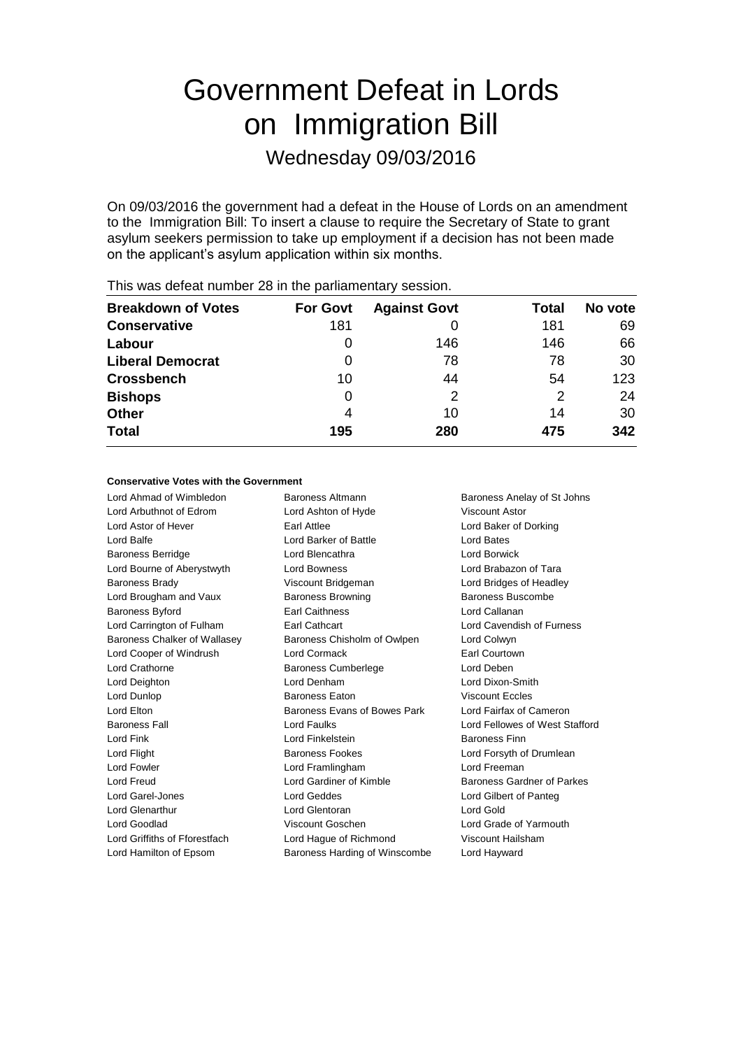# Government Defeat in Lords on Immigration Bill

## Wednesday 09/03/2016

On 09/03/2016 the government had a defeat in the House of Lords on an amendment to the Immigration Bill: To insert a clause to require the Secretary of State to grant asylum seekers permission to take up employment if a decision has not been made on the applicant's asylum application within six months.

This was defeat number 28 in the parliamentary session.

| Breakdown of Votes | For Govt | Against Govt | Total | No vote |
|---|---|---|---|---|
| **Conservative** | 181 | 0 | 181 | 69 |
| **Labour** | 0 | 146 | 146 | 66 |
| **Liberal Democrat** | 0 | 78 | 78 | 30 |
| **Crossbench** | 10 | 44 | 54 | 123 |
| **Bishops** | 0 | 2 | 2 | 24 |
| **Other** | 4 | 10 | 14 | 30 |
| **Total** | **195** | **280** | **475** | **342** |

**Conservative Votes with the Government**

| | | |
|---|---|---|
| Lord Ahmad of Wimbledon | Baroness Altmann | Baroness Anelay of St Johns |
| Lord Arbuthnot of Edrom | Lord Ashton of Hyde | Viscount Astor |
| Lord Astor of Hever | Earl Attlee | Lord Baker of Dorking |
| Lord Balfe | Lord Barker of Battle | Lord Bates |
| Baroness Berridge | Lord Blencathra | Lord Borwick |
| Lord Bourne of Aberystwyth | Lord Bowness | Lord Brabazon of Tara |
| Baroness Brady | Viscount Bridgeman | Lord Bridges of Headley |
| Lord Brougham and Vaux | Baroness Browning | Baroness Buscombe |
| Baroness Byford | Earl Caithness | Lord Callanan |
| Lord Carrington of Fulham | Earl Cathcart | Lord Cavendish of Furness |
| Baroness Chalker of Wallasey | Baroness Chisholm of Owlpen | Lord Colwyn |
| Lord Cooper of Windrush | Lord Cormack | Earl Courtown |
| Lord Crathorne | Baroness Cumberlege | Lord Deben |
| Lord Deighton | Lord Denham | Lord Dixon-Smith |
| Lord Dunlop | Baroness Eaton | Viscount Eccles |
| Lord Elton | Baroness Evans of Bowes Park | Lord Fairfax of Cameron |
| Baroness Fall | Lord Faulks | Lord Fellowes of West Stafford |
| Lord Fink | Lord Finkelstein | Baroness Finn |
| Lord Flight | Baroness Fookes | Lord Forsyth of Drumlean |
| Lord Fowler | Lord Framlingham | Lord Freeman |
| Lord Freud | Lord Gardiner of Kimble | Baroness Gardner of Parkes |
| Lord Garel-Jones | Lord Geddes | Lord Gilbert of Panteg |
| Lord Glenarthur | Lord Glentoran | Lord Gold |
| Lord Goodlad | Viscount Goschen | Lord Grade of Yarmouth |
| Lord Griffiths of Fforestfach | Lord Hague of Richmond | Viscount Hailsham |
| Lord Hamilton of Epsom | Baroness Harding of Winscombe | Lord Hayward |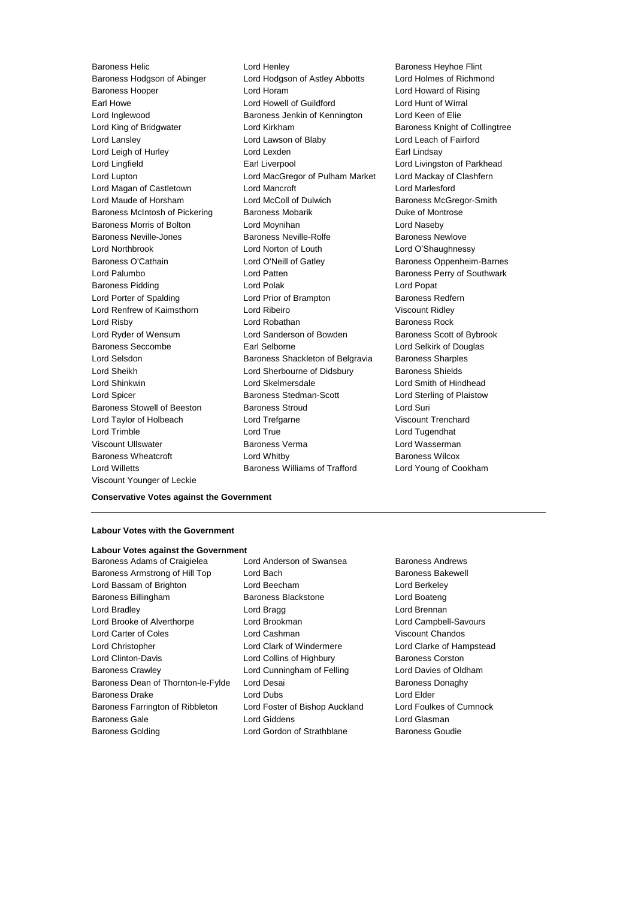Baroness Helic
Lord Henley
Baroness Heyhoe Flint
Baroness Hodgson of Abinger
Lord Hodgson of Astley Abbotts
Lord Holmes of Richmond
Baroness Hooper
Lord Horam
Lord Howard of Rising
Earl Howe
Lord Howell of Guildford
Lord Hunt of Wirral
Lord Inglewood
Baroness Jenkin of Kennington
Lord Keen of Elie
Lord King of Bridgwater
Lord Kirkham
Baroness Knight of Collingtree
Lord Lansley
Lord Lawson of Blaby
Lord Leach of Fairford
Lord Leigh of Hurley
Lord Lexden
Earl Lindsay
Lord Lingfield
Earl Liverpool
Lord Livingston of Parkhead
Lord Lupton
Lord MacGregor of Pulham Market
Lord Mackay of Clashfern
Lord Magan of Castletown
Lord Mancroft
Lord Marlesford
Lord Maude of Horsham
Lord McColl of Dulwich
Baroness McGregor-Smith
Baroness McIntosh of Pickering
Baroness Mobarik
Duke of Montrose
Baroness Morris of Bolton
Lord Moynihan
Lord Naseby
Baroness Neville-Jones
Baroness Neville-Rolfe
Baroness Newlove
Lord Northbrook
Lord Norton of Louth
Lord O'Shaughnessy
Baroness O'Cathain
Lord O'Neill of Gatley
Baroness Oppenheim-Barnes
Lord Palumbo
Lord Patten
Baroness Perry of Southwark
Baroness Pidding
Lord Polak
Lord Popat
Lord Porter of Spalding
Lord Prior of Brampton
Baroness Redfern
Lord Renfrew of Kaimsthorn
Lord Ribeiro
Viscount Ridley
Lord Risby
Lord Robathan
Baroness Rock
Lord Ryder of Wensum
Lord Sanderson of Bowden
Baroness Scott of Bybrook
Baroness Seccombe
Earl Selborne
Lord Selkirk of Douglas
Lord Selsdon
Baroness Shackleton of Belgravia
Baroness Sharples
Lord Sheikh
Lord Sherbourne of Didsbury
Baroness Shields
Lord Shinkwin
Lord Skelmersdale
Lord Smith of Hindhead
Lord Spicer
Baroness Stedman-Scott
Lord Sterling of Plaistow
Baroness Stowell of Beeston
Baroness Stroud
Lord Suri
Lord Taylor of Holbeach
Lord Trefgarne
Viscount Trenchard
Lord Trimble
Lord True
Lord Tugendhat
Viscount Ullswater
Baroness Verma
Lord Wasserman
Baroness Wheatcroft
Lord Whitby
Baroness Wilcox
Lord Willetts
Baroness Williams of Trafford
Lord Young of Cookham
Viscount Younger of Leckie

**Conservative Votes against the Government**

---

**Labour Votes with the Government**

**Labour Votes against the Government**

Baroness Adams of Craigielea
Lord Anderson of Swansea
Baroness Andrews
Baroness Armstrong of Hill Top
Lord Bach
Baroness Bakewell
Lord Bassam of Brighton
Lord Beecham
Lord Berkeley
Baroness Billingham
Baroness Blackstone
Lord Boateng
Lord Bradley
Lord Bragg
Lord Brennan
Lord Brooke of Alverthorpe
Lord Brookman
Lord Campbell-Savours
Lord Carter of Coles
Lord Cashman
Viscount Chandos
Lord Christopher
Lord Clark of Windermere
Lord Clarke of Hampstead
Lord Clinton-Davis
Lord Collins of Highbury
Baroness Corston
Baroness Crawley
Lord Cunningham of Felling
Lord Davies of Oldham
Baroness Dean of Thornton-le-Fylde
Lord Desai
Baroness Donaghy
Baroness Drake
Lord Dubs
Lord Elder
Baroness Farrington of Ribbleton
Lord Foster of Bishop Auckland
Lord Foulkes of Cumnock
Baroness Gale
Lord Giddens
Lord Glasman
Baroness Golding
Lord Gordon of Strathblane
Baroness Goudie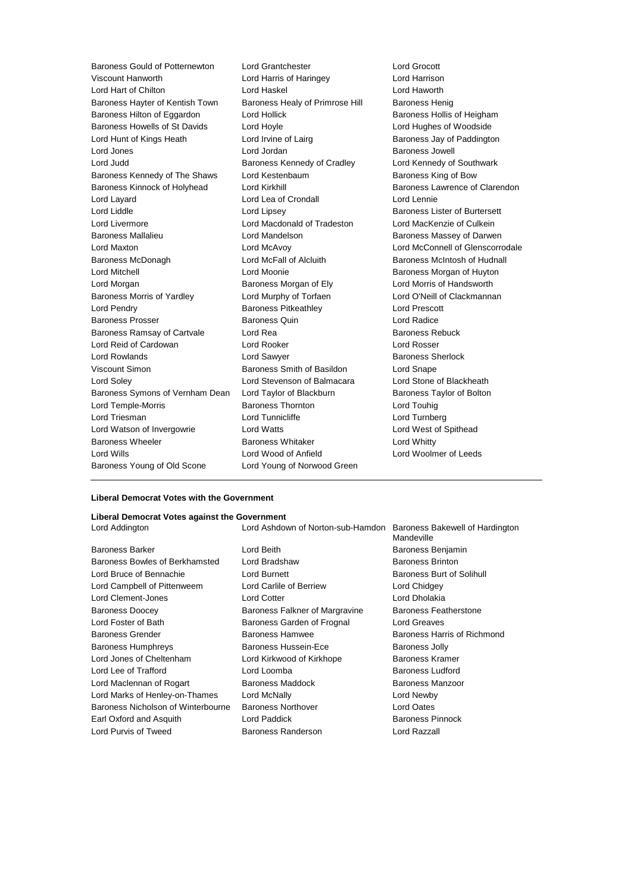Baroness Gould of Potternewton
Lord Grantchester
Lord Grocott
Viscount Hanworth
Lord Harris of Haringey
Lord Harrison
Lord Hart of Chilton
Lord Haskel
Lord Haworth
Baroness Hayter of Kentish Town
Baroness Healy of Primrose Hill
Baroness Henig
Baroness Hilton of Eggardon
Lord Hollick
Baroness Hollis of Heigham
Baroness Howells of St Davids
Lord Hoyle
Lord Hughes of Woodside
Lord Hunt of Kings Heath
Lord Irvine of Lairg
Baroness Jay of Paddington
Lord Jones
Lord Jordan
Baroness Jowell
Lord Judd
Baroness Kennedy of Cradley
Lord Kennedy of Southwark
Baroness Kennedy of The Shaws
Lord Kestenbaum
Baroness King of Bow
Baroness Kinnock of Holyhead
Lord Kirkhill
Baroness Lawrence of Clarendon
Lord Layard
Lord Lea of Crondall
Lord Lennie
Lord Liddle
Lord Lipsey
Baroness Lister of Burtersett
Lord Livermore
Lord Macdonald of Tradeston
Lord MacKenzie of Culkein
Baroness Mallalieu
Lord Mandelson
Baroness Massey of Darwen
Lord Maxton
Lord McAvoy
Lord McConnell of Glenscorrodale
Baroness McDonagh
Lord McFall of Alcluith
Baroness McIntosh of Hudnall
Lord Mitchell
Lord Moonie
Baroness Morgan of Huyton
Lord Morgan
Baroness Morgan of Ely
Lord Morris of Handsworth
Baroness Morris of Yardley
Lord Murphy of Torfaen
Lord O'Neill of Clackmannan
Lord Pendry
Baroness Pitkeathley
Lord Prescott
Baroness Prosser
Baroness Quin
Lord Radice
Baroness Ramsay of Cartvale
Lord Rea
Baroness Rebuck
Lord Reid of Cardowan
Lord Rooker
Lord Rosser
Lord Rowlands
Lord Sawyer
Baroness Sherlock
Viscount Simon
Baroness Smith of Basildon
Lord Snape
Lord Soley
Lord Stevenson of Balmacara
Lord Stone of Blackheath
Baroness Symons of Vernham Dean
Lord Taylor of Blackburn
Baroness Taylor of Bolton
Lord Temple-Morris
Baroness Thornton
Lord Touhig
Lord Triesman
Lord Tunnicliffe
Lord Turnberg
Lord Watson of Invergowrie
Lord Watts
Lord West of Spithead
Baroness Wheeler
Baroness Whitaker
Lord Whitty
Lord Wills
Lord Wood of Anfield
Lord Woolmer of Leeds
Baroness Young of Old Scone
Lord Young of Norwood Green

---

**Liberal Democrat Votes with the Government**

**Liberal Democrat Votes against the Government**

Lord Addington
Lord Ashdown of Norton-sub-Hamdon
Baroness Bakewell of Hardington Mandeville
Baroness Barker
Lord Beith
Baroness Benjamin
Baroness Bowles of Berkhamsted
Lord Bradshaw
Baroness Brinton
Lord Bruce of Bennachie
Lord Burnett
Baroness Burt of Solihull
Lord Campbell of Pittenweem
Lord Carlile of Berriew
Lord Chidgey
Lord Clement-Jones
Lord Cotter
Lord Dholakia
Baroness Doocey
Baroness Falkner of Margravine
Baroness Featherstone
Lord Foster of Bath
Baroness Garden of Frognal
Lord Greaves
Baroness Grender
Baroness Hamwee
Baroness Harris of Richmond
Baroness Humphreys
Baroness Hussein-Ece
Baroness Jolly
Lord Jones of Cheltenham
Lord Kirkwood of Kirkhope
Baroness Kramer
Lord Lee of Trafford
Lord Loomba
Baroness Ludford
Lord Maclennan of Rogart
Baroness Maddock
Baroness Manzoor
Lord Marks of Henley-on-Thames
Lord McNally
Lord Newby
Baroness Nicholson of Winterbourne
Baroness Northover
Lord Oates
Earl Oxford and Asquith
Lord Paddick
Baroness Pinnock
Lord Purvis of Tweed
Baroness Randerson
Lord Razzall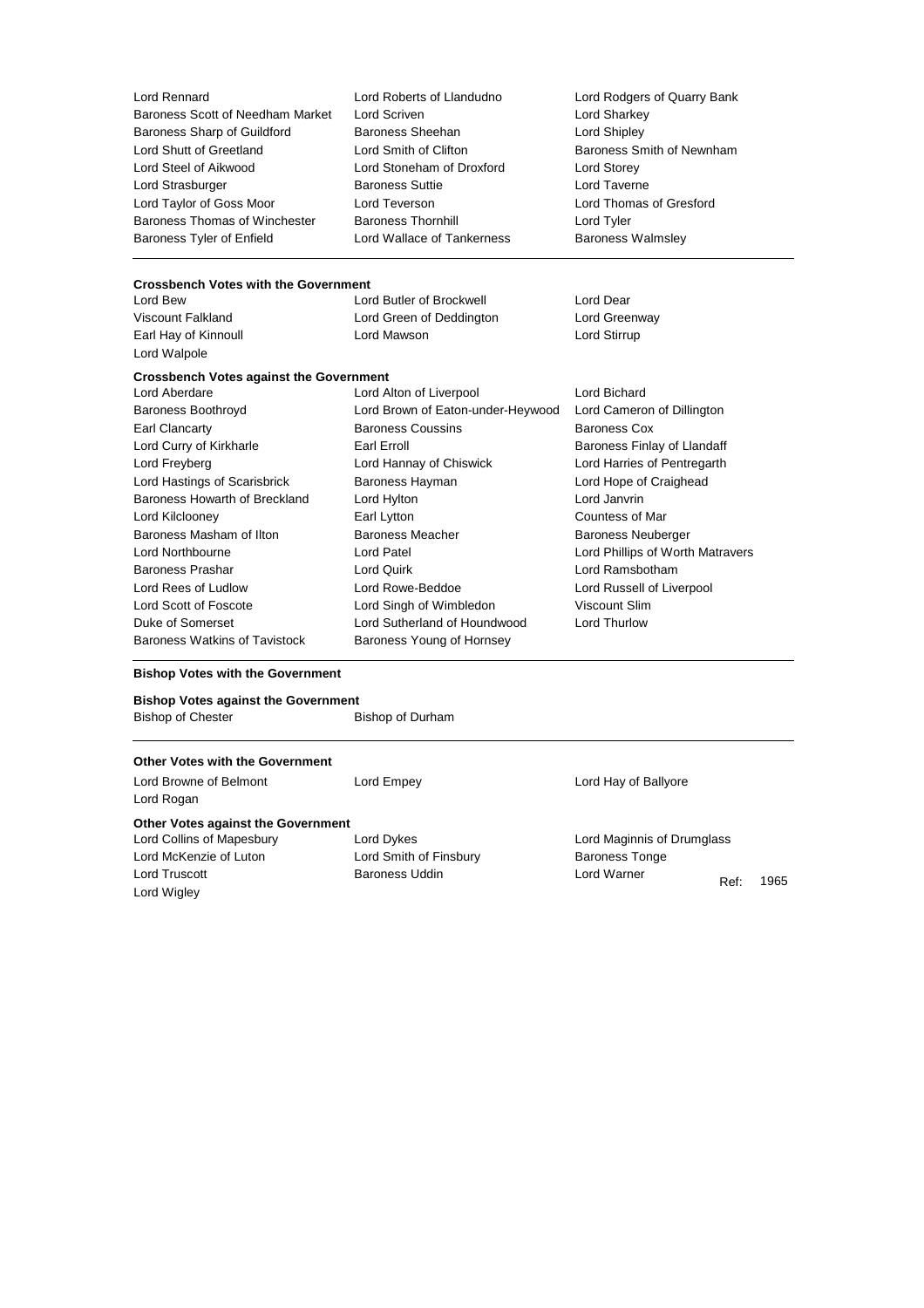Lord Rennard
Lord Roberts of Llandudno
Lord Rodgers of Quarry Bank
Baroness Scott of Needham Market
Lord Scriven
Lord Sharkey
Baroness Sharp of Guildford
Baroness Sheehan
Lord Shipley
Lord Shutt of Greetland
Lord Smith of Clifton
Baroness Smith of Newnham
Lord Steel of Aikwood
Lord Stoneham of Droxford
Lord Storey
Lord Strasburger
Baroness Suttie
Lord Taverne
Lord Taylor of Goss Moor
Lord Teverson
Lord Thomas of Gresford
Baroness Thomas of Winchester
Baroness Thornhill
Lord Tyler
Baroness Tyler of Enfield
Lord Wallace of Tankerness
Baroness Walmsley

---

**Crossbench Votes with the Government**

Lord Bew
Lord Butler of Brockwell
Lord Dear
Viscount Falkland
Lord Green of Deddington
Lord Greenway
Earl Hay of Kinnoull
Lord Mawson
Lord Stirrup
Lord Walpole

**Crossbench Votes against the Government**

Lord Aberdare
Lord Alton of Liverpool
Lord Bichard
Baroness Boothroyd
Lord Brown of Eaton-under-Heywood
Lord Cameron of Dillington
Earl Clancarty
Baroness Coussins
Baroness Cox
Lord Curry of Kirkharle
Earl Erroll
Baroness Finlay of Llandaff
Lord Freyberg
Lord Hannay of Chiswick
Lord Harries of Pentregarth
Lord Hastings of Scarisbrick
Baroness Hayman
Lord Hope of Craighead
Baroness Howarth of Breckland
Lord Hylton
Lord Janvrin
Lord Kilclooney
Earl Lytton
Countess of Mar
Baroness Masham of Ilton
Baroness Meacher
Baroness Neuberger
Lord Northbourne
Lord Patel
Lord Phillips of Worth Matravers
Baroness Prashar
Lord Quirk
Lord Ramsbotham
Lord Rees of Ludlow
Lord Rowe-Beddoe
Lord Russell of Liverpool
Lord Scott of Foscote
Lord Singh of Wimbledon
Viscount Slim
Duke of Somerset
Lord Sutherland of Houndwood
Lord Thurlow
Baroness Watkins of Tavistock
Baroness Young of Hornsey

---

**Bishop Votes with the Government**

**Bishop Votes against the Government**

Bishop of Chester
Bishop of Durham

---

**Other Votes with the Government**

Lord Browne of Belmont
Lord Empey
Lord Hay of Ballyore
Lord Rogan

**Other Votes against the Government**

Lord Collins of Mapesbury
Lord Dykes
Lord Maginnis of Drumglass
Lord McKenzie of Luton
Lord Smith of Finsbury
Baroness Tonge
Lord Truscott
Baroness Uddin
Lord Warner
Lord Wigley

Ref: 1965